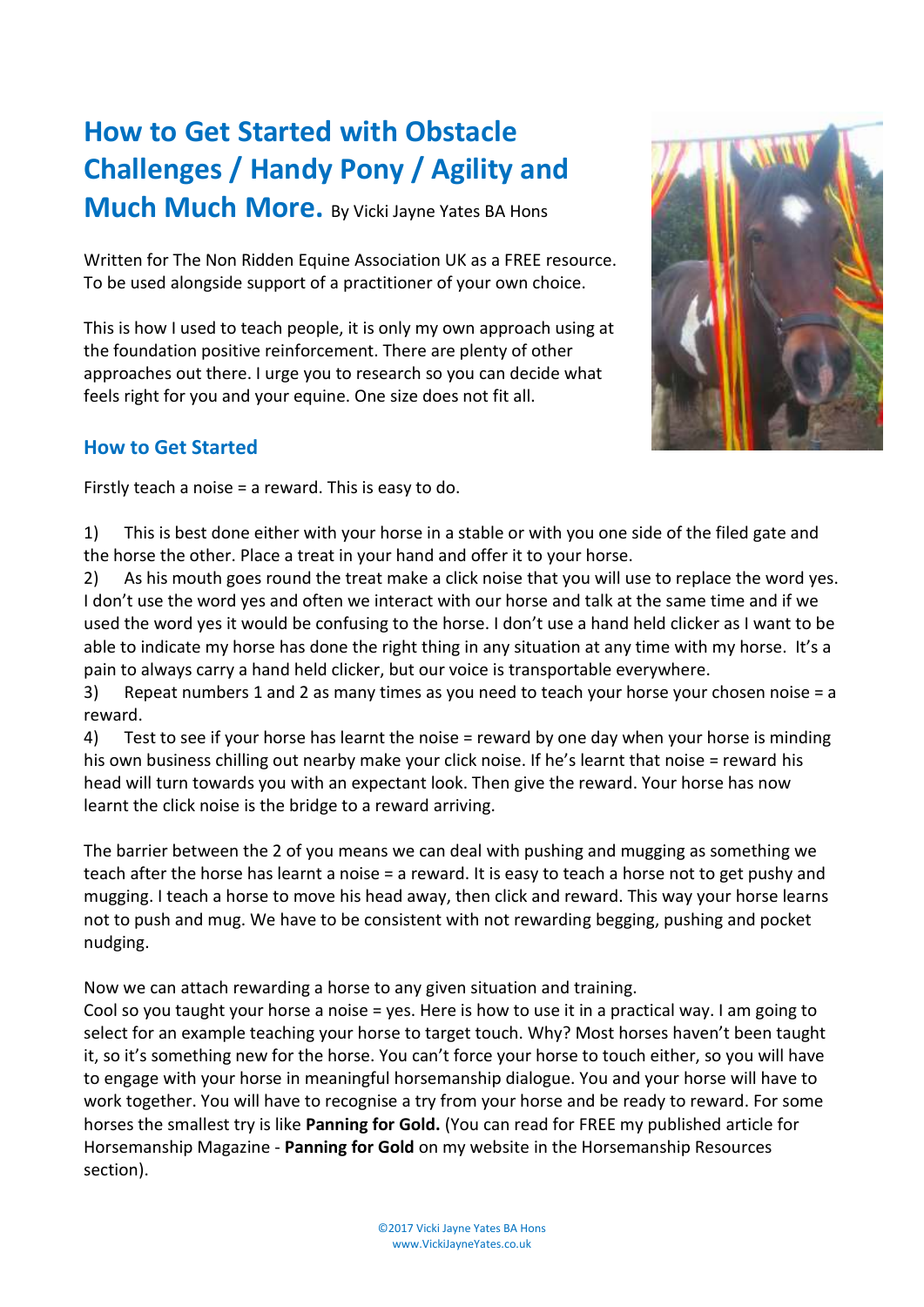# How to Get Started with Obstacle Challenges / Handy Pony / Agility and Much Much More.

By Vicki Jayne Yates BA Hons

Written for The Non Ridden Equine Association UK as a FREE resource. To be used alongside support of a practitioner of your own choice.

This is how I used to teach people, it is only my own approach using at the foundation positive reinforcement. There are plenty of other approaches out there. I urge you to research so you can decide what feels right for you and your equine. One size does not fit all.

## How to Get Started

Firstly teach a noise = a reward. This is easy to do.

1) This is best done either with your horse in a stable or with you one side of the filed gate and the horse the other. Place a treat in your hand and offer it to your horse.
2) As his mouth goes round the treat make a click noise that you will use to replace the word yes. I don't use the word yes and often we interact with our horse and talk at the same time and if we used the word yes it would be confusing to the horse. I don't use a hand held clicker as I want to be able to indicate my horse has done the right thing in any situation at any time with my horse. It's a pain to always carry a hand held clicker, but our voice is transportable everywhere.
3) Repeat numbers 1 and 2 as many times as you need to teach your horse your chosen noise = a reward.
4) Test to see if your horse has learnt the noise = reward by one day when your horse is minding his own business chilling out nearby make your click noise. If he's learnt that noise = reward his head will turn towards you with an expectant look. Then give the reward. Your horse has now learnt the click noise is the bridge to a reward arriving.

The barrier between the 2 of you means we can deal with pushing and mugging as something we teach after the horse has learnt a noise = a reward. It is easy to teach a horse not to get pushy and mugging. I teach a horse to move his head away, then click and reward. This way your horse learns not to push and mug. We have to be consistent with not rewarding begging, pushing and pocket nudging.

Now we can attach rewarding a horse to any given situation and training.

Cool so you taught your horse a noise = yes. Here is how to use it in a practical way. I am going to select for an example teaching your horse to target touch. Why? Most horses haven't been taught it, so it's something new for the horse. You can't force your horse to touch either, so you will have to engage with your horse in meaningful horsemanship dialogue. You and your horse will have to work together. You will have to recognise a try from your horse and be ready to reward. For some horses the smallest try is like **Panning for Gold.** (You can read for FREE my published article for Horsemanship Magazine - **Panning for Gold** on my website in the Horsemanship Resources section).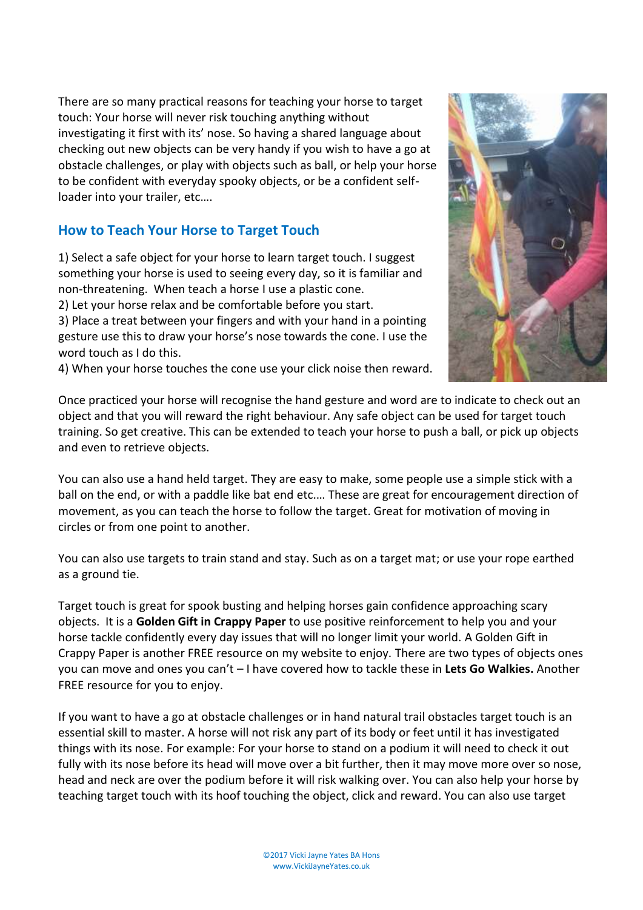There are so many practical reasons for teaching your horse to target touch: Your horse will never risk touching anything without investigating it first with its' nose. So having a shared language about checking out new objects can be very handy if you wish to have a go at obstacle challenges, or play with objects such as ball, or help your horse to be confident with everyday spooky objects, or be a confident self-loader into your trailer, etc….

## How to Teach Your Horse to Target Touch

1) Select a safe object for your horse to learn target touch. I suggest something your horse is used to seeing every day, so it is familiar and non-threatening. When teach a horse I use a plastic cone.
2) Let your horse relax and be comfortable before you start.
3) Place a treat between your fingers and with your hand in a pointing gesture use this to draw your horse's nose towards the cone. I use the word touch as I do this.
4) When your horse touches the cone use your click noise then reward.

Once practiced your horse will recognise the hand gesture and word are to indicate to check out an object and that you will reward the right behaviour. Any safe object can be used for target touch training. So get creative. This can be extended to teach your horse to push a ball, or pick up objects and even to retrieve objects.

You can also use a hand held target. They are easy to make, some people use a simple stick with a ball on the end, or with a paddle like bat end etc…. These are great for encouragement direction of movement, as you can teach the horse to follow the target. Great for motivation of moving in circles or from one point to another.

You can also use targets to train stand and stay. Such as on a target mat; or use your rope earthed as a ground tie.

Target touch is great for spook busting and helping horses gain confidence approaching scary objects. It is a **Golden Gift in Crappy Paper** to use positive reinforcement to help you and your horse tackle confidently every day issues that will no longer limit your world. A Golden Gift in Crappy Paper is another FREE resource on my website to enjoy. There are two types of objects ones you can move and ones you can't – I have covered how to tackle these in **Lets Go Walkies.** Another FREE resource for you to enjoy.

If you want to have a go at obstacle challenges or in hand natural trail obstacles target touch is an essential skill to master. A horse will not risk any part of its body or feet until it has investigated things with its nose. For example: For your horse to stand on a podium it will need to check it out fully with its nose before its head will move over a bit further, then it may move more over so nose, head and neck are over the podium before it will risk walking over. You can also help your horse by teaching target touch with its hoof touching the object, click and reward. You can also use target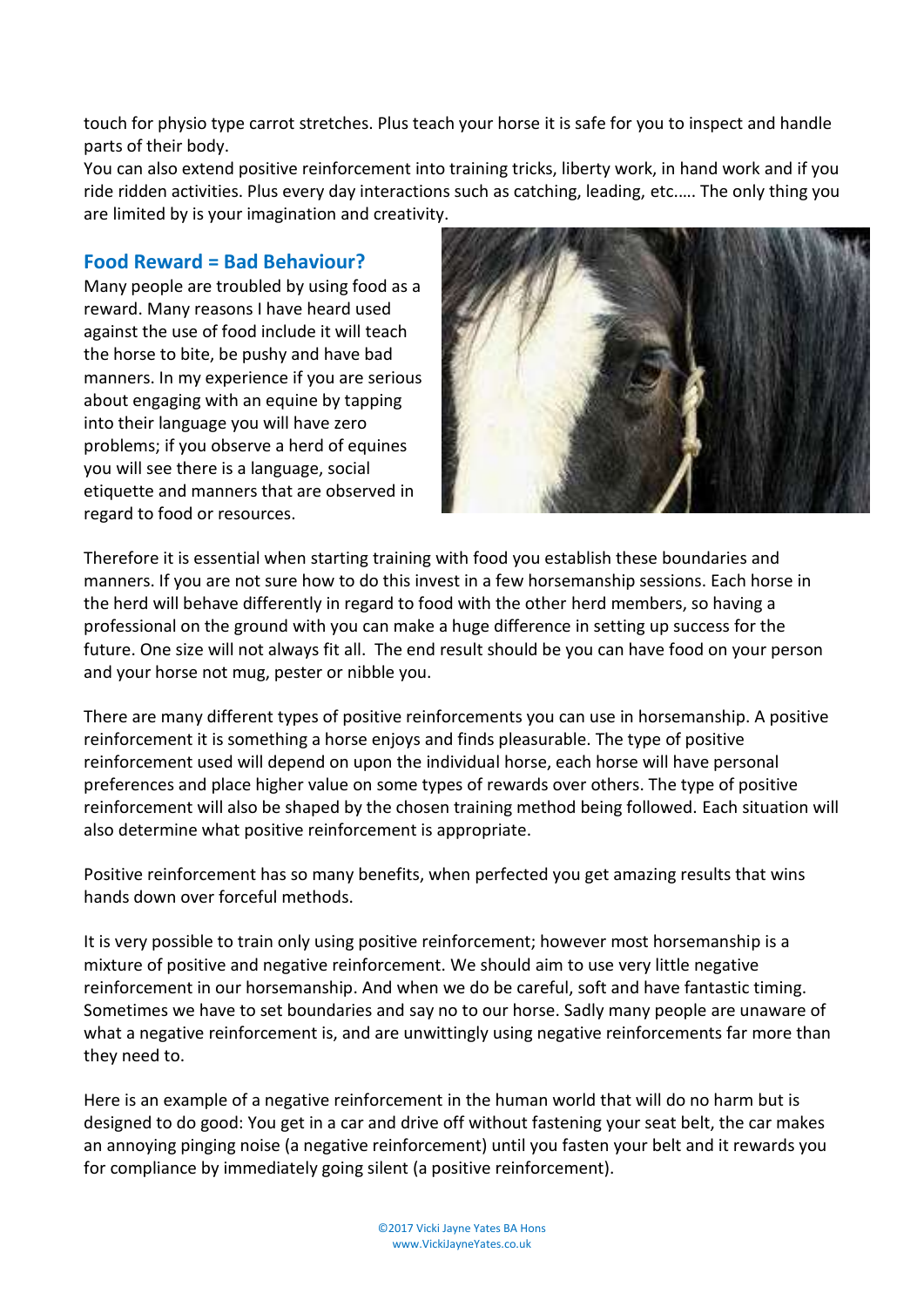touch for physio type carrot stretches. Plus teach your horse it is safe for you to inspect and handle parts of their body.
You can also extend positive reinforcement into training tricks, liberty work, in hand work and if you ride ridden activities. Plus every day interactions such as catching, leading, etc..... The only thing you are limited by is your imagination and creativity.

### Food Reward = Bad Behaviour?

Many people are troubled by using food as a reward. Many reasons I have heard used against the use of food include it will teach the horse to bite, be pushy and have bad manners. In my experience if you are serious about engaging with an equine by tapping into their language you will have zero problems; if you observe a herd of equines you will see there is a language, social etiquette and manners that are observed in regard to food or resources.

Therefore it is essential when starting training with food you establish these boundaries and manners. If you are not sure how to do this invest in a few horsemanship sessions. Each horse in the herd will behave differently in regard to food with the other herd members, so having a professional on the ground with you can make a huge difference in setting up success for the future. One size will not always fit all. The end result should be you can have food on your person and your horse not mug, pester or nibble you.

There are many different types of positive reinforcements you can use in horsemanship. A positive reinforcement it is something a horse enjoys and finds pleasurable. The type of positive reinforcement used will depend on upon the individual horse, each horse will have personal preferences and place higher value on some types of rewards over others. The type of positive reinforcement will also be shaped by the chosen training method being followed. Each situation will also determine what positive reinforcement is appropriate.

Positive reinforcement has so many benefits, when perfected you get amazing results that wins hands down over forceful methods.

It is very possible to train only using positive reinforcement; however most horsemanship is a mixture of positive and negative reinforcement. We should aim to use very little negative reinforcement in our horsemanship. And when we do be careful, soft and have fantastic timing. Sometimes we have to set boundaries and say no to our horse. Sadly many people are unaware of what a negative reinforcement is, and are unwittingly using negative reinforcements far more than they need to.

Here is an example of a negative reinforcement in the human world that will do no harm but is designed to do good: You get in a car and drive off without fastening your seat belt, the car makes an annoying pinging noise (a negative reinforcement) until you fasten your belt and it rewards you for compliance by immediately going silent (a positive reinforcement).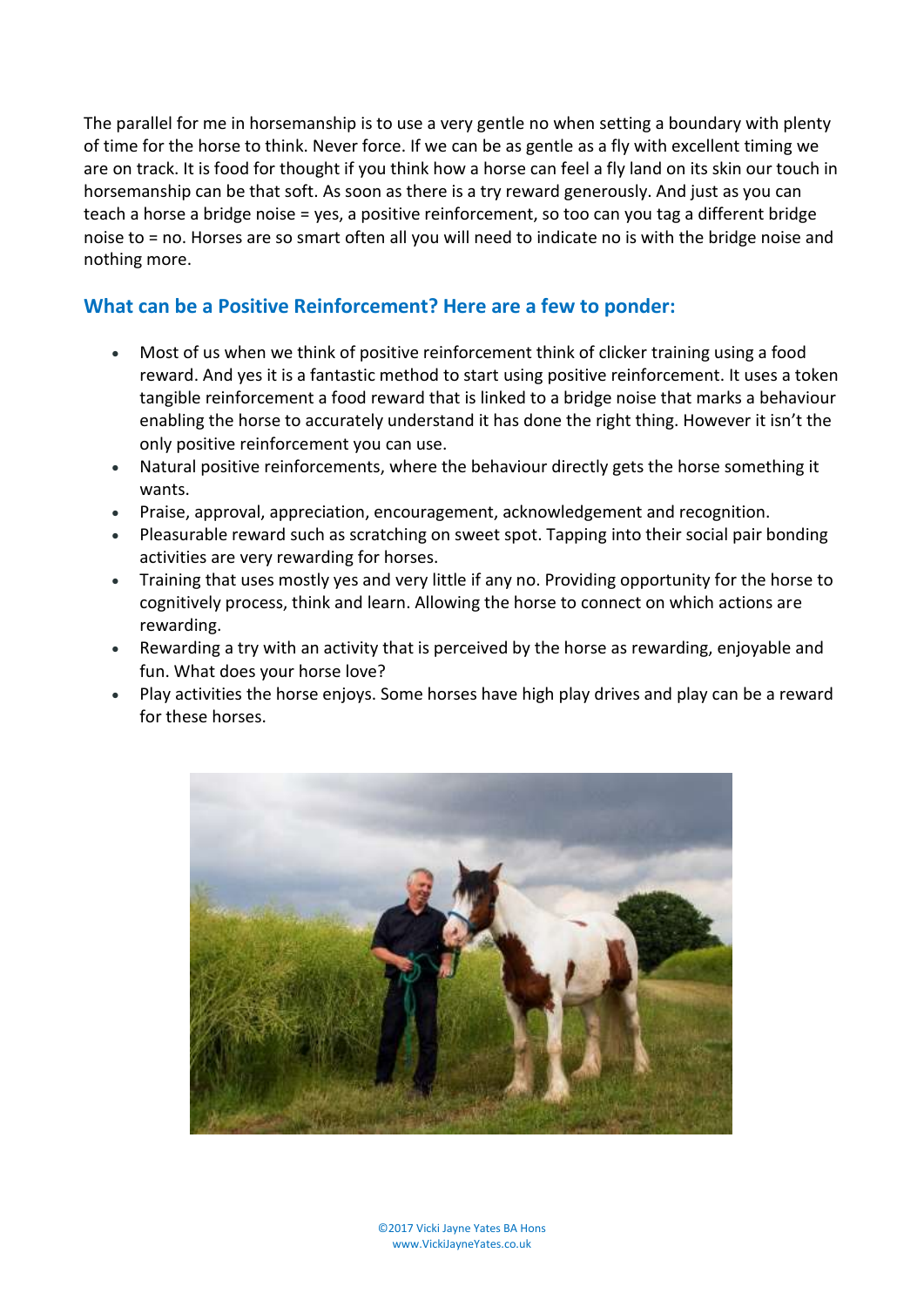The parallel for me in horsemanship is to use a very gentle no when setting a boundary with plenty of time for the horse to think. Never force. If we can be as gentle as a fly with excellent timing we are on track. It is food for thought if you think how a horse can feel a fly land on its skin our touch in horsemanship can be that soft. As soon as there is a try reward generously. And just as you can teach a horse a bridge noise = yes, a positive reinforcement, so too can you tag a different bridge noise to = no. Horses are so smart often all you will need to indicate no is with the bridge noise and nothing more.

## What can be a Positive Reinforcement? Here are a few to ponder:

- Most of us when we think of positive reinforcement think of clicker training using a food reward. And yes it is a fantastic method to start using positive reinforcement. It uses a token tangible reinforcement a food reward that is linked to a bridge noise that marks a behaviour enabling the horse to accurately understand it has done the right thing. However it isn't the only positive reinforcement you can use.
- Natural positive reinforcements, where the behaviour directly gets the horse something it wants.
- Praise, approval, appreciation, encouragement, acknowledgement and recognition.
- Pleasurable reward such as scratching on sweet spot. Tapping into their social pair bonding activities are very rewarding for horses.
- Training that uses mostly yes and very little if any no. Providing opportunity for the horse to cognitively process, think and learn. Allowing the horse to connect on which actions are rewarding.
- Rewarding a try with an activity that is perceived by the horse as rewarding, enjoyable and fun. What does your horse love?
- Play activities the horse enjoys. Some horses have high play drives and play can be a reward for these horses.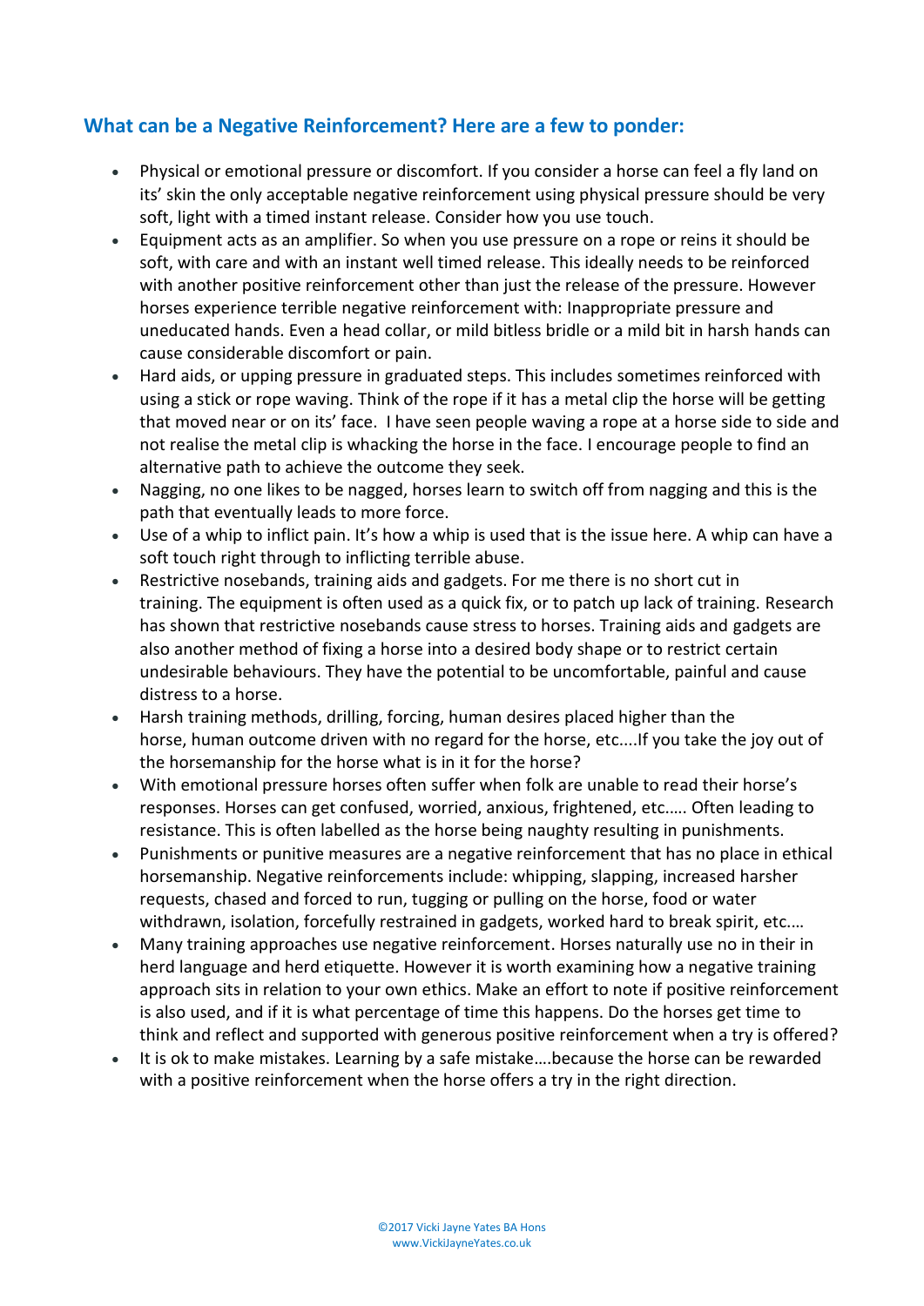## What can be a Negative Reinforcement? Here are a few to ponder:

- Physical or emotional pressure or discomfort. If you consider a horse can feel a fly land on its' skin the only acceptable negative reinforcement using physical pressure should be very soft, light with a timed instant release. Consider how you use touch.
- Equipment acts as an amplifier. So when you use pressure on a rope or reins it should be soft, with care and with an instant well timed release. This ideally needs to be reinforced with another positive reinforcement other than just the release of the pressure. However horses experience terrible negative reinforcement with: Inappropriate pressure and uneducated hands. Even a head collar, or mild bitless bridle or a mild bit in harsh hands can cause considerable discomfort or pain.
- Hard aids, or upping pressure in graduated steps. This includes sometimes reinforced with using a stick or rope waving. Think of the rope if it has a metal clip the horse will be getting that moved near or on its' face. I have seen people waving a rope at a horse side to side and not realise the metal clip is whacking the horse in the face. I encourage people to find an alternative path to achieve the outcome they seek.
- Nagging, no one likes to be nagged, horses learn to switch off from nagging and this is the path that eventually leads to more force.
- Use of a whip to inflict pain. It's how a whip is used that is the issue here. A whip can have a soft touch right through to inflicting terrible abuse.
- Restrictive nosebands, training aids and gadgets. For me there is no short cut in training. The equipment is often used as a quick fix, or to patch up lack of training. Research has shown that restrictive nosebands cause stress to horses. Training aids and gadgets are also another method of fixing a horse into a desired body shape or to restrict certain undesirable behaviours. They have the potential to be uncomfortable, painful and cause distress to a horse.
- Harsh training methods, drilling, forcing, human desires placed higher than the horse, human outcome driven with no regard for the horse, etc....If you take the joy out of the horsemanship for the horse what is in it for the horse?
- With emotional pressure horses often suffer when folk are unable to read their horse's responses. Horses can get confused, worried, anxious, frightened, etc..... Often leading to resistance. This is often labelled as the horse being naughty resulting in punishments.
- Punishments or punitive measures are a negative reinforcement that has no place in ethical horsemanship. Negative reinforcements include: whipping, slapping, increased harsher requests, chased and forced to run, tugging or pulling on the horse, food or water withdrawn, isolation, forcefully restrained in gadgets, worked hard to break spirit, etc....
- Many training approaches use negative reinforcement. Horses naturally use no in their in herd language and herd etiquette. However it is worth examining how a negative training approach sits in relation to your own ethics. Make an effort to note if positive reinforcement is also used, and if it is what percentage of time this happens. Do the horses get time to think and reflect and supported with generous positive reinforcement when a try is offered?
- It is ok to make mistakes. Learning by a safe mistake....because the horse can be rewarded with a positive reinforcement when the horse offers a try in the right direction.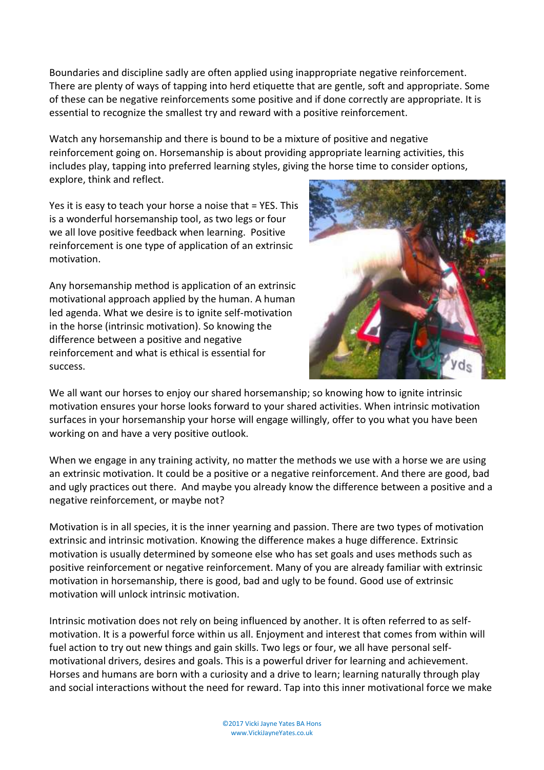Boundaries and discipline sadly are often applied using inappropriate negative reinforcement. There are plenty of ways of tapping into herd etiquette that are gentle, soft and appropriate. Some of these can be negative reinforcements some positive and if done correctly are appropriate. It is essential to recognize the smallest try and reward with a positive reinforcement.

Watch any horsemanship and there is bound to be a mixture of positive and negative reinforcement going on. Horsemanship is about providing appropriate learning activities, this includes play, tapping into preferred learning styles, giving the horse time to consider options, explore, think and reflect.

Yes it is easy to teach your horse a noise that = YES. This is a wonderful horsemanship tool, as two legs or four we all love positive feedback when learning. Positive reinforcement is one type of application of an extrinsic motivation.

Any horsemanship method is application of an extrinsic motivational approach applied by the human. A human led agenda. What we desire is to ignite self-motivation in the horse (intrinsic motivation). So knowing the difference between a positive and negative reinforcement and what is ethical is essential for success.

We all want our horses to enjoy our shared horsemanship; so knowing how to ignite intrinsic motivation ensures your horse looks forward to your shared activities. When intrinsic motivation surfaces in your horsemanship your horse will engage willingly, offer to you what you have been working on and have a very positive outlook.

When we engage in any training activity, no matter the methods we use with a horse we are using an extrinsic motivation. It could be a positive or a negative reinforcement. And there are good, bad and ugly practices out there. And maybe you already know the difference between a positive and a negative reinforcement, or maybe not?

Motivation is in all species, it is the inner yearning and passion. There are two types of motivation extrinsic and intrinsic motivation. Knowing the difference makes a huge difference. Extrinsic motivation is usually determined by someone else who has set goals and uses methods such as positive reinforcement or negative reinforcement. Many of you are already familiar with extrinsic motivation in horsemanship, there is good, bad and ugly to be found. Good use of extrinsic motivation will unlock intrinsic motivation.

Intrinsic motivation does not rely on being influenced by another. It is often referred to as self-motivation. It is a powerful force within us all. Enjoyment and interest that comes from within will fuel action to try out new things and gain skills. Two legs or four, we all have personal self-motivational drivers, desires and goals. This is a powerful driver for learning and achievement. Horses and humans are born with a curiosity and a drive to learn; learning naturally through play and social interactions without the need for reward. Tap into this inner motivational force we make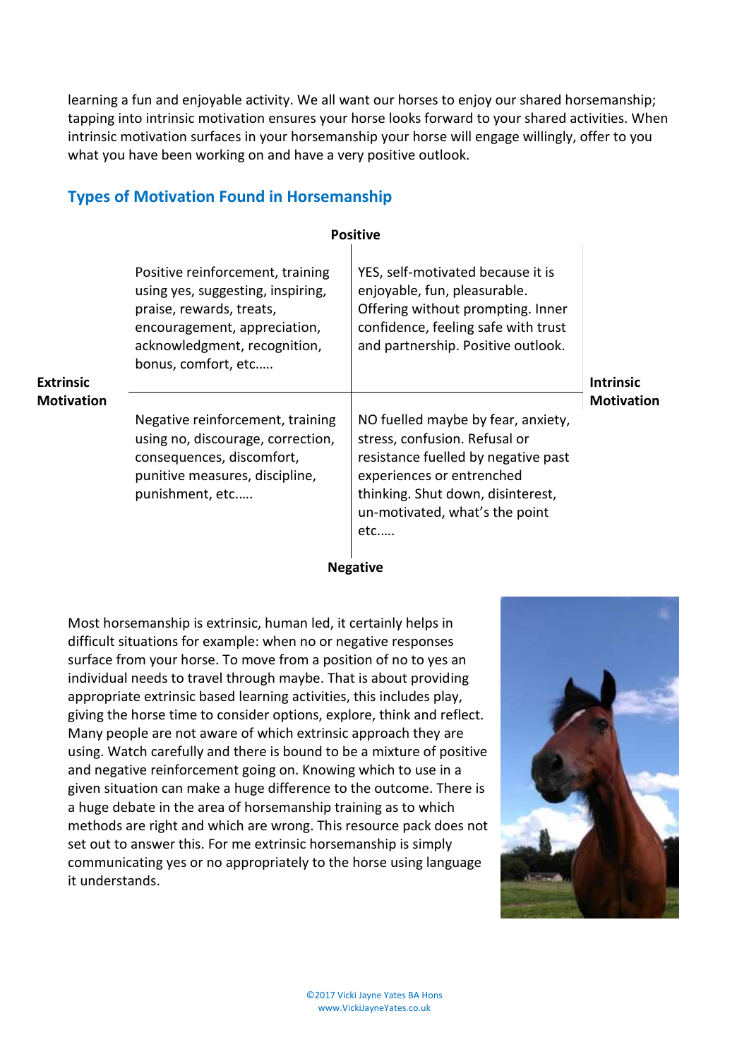learning a fun and enjoyable activity. We all want our horses to enjoy our shared horsemanship; tapping into intrinsic motivation ensures your horse looks forward to your shared activities. When intrinsic motivation surfaces in your horsemanship your horse will engage willingly, offer to you what you have been working on and have a very positive outlook.

## Types of Motivation Found in Horsemanship

| | Extrinsic Motivation | Intrinsic Motivation |
|---|---|---|
| **Positive** | Positive reinforcement, training using yes, suggesting, inspiring, praise, rewards, treats, encouragement, appreciation, acknowledgment, recognition, bonus, comfort, etc….. | YES, self-motivated because it is enjoyable, fun, pleasurable. Offering without prompting. Inner confidence, feeling safe with trust and partnership. Positive outlook. |
| **Negative** | Negative reinforcement, training using no, discourage, correction, consequences, discomfort, punitive measures, discipline, punishment, etc….. | NO fuelled maybe by fear, anxiety, stress, confusion. Refusal or resistance fuelled by negative past experiences or entrenched thinking. Shut down, disinterest, un-motivated, what's the point etc….. |

Most horsemanship is extrinsic, human led, it certainly helps in difficult situations for example: when no or negative responses surface from your horse. To move from a position of no to yes an individual needs to travel through maybe. That is about providing appropriate extrinsic based learning activities, this includes play, giving the horse time to consider options, explore, think and reflect. Many people are not aware of which extrinsic approach they are using. Watch carefully and there is bound to be a mixture of positive and negative reinforcement going on. Knowing which to use in a given situation can make a huge difference to the outcome. There is a huge debate in the area of horsemanship training as to which methods are right and which are wrong. This resource pack does not set out to answer this. For me extrinsic horsemanship is simply communicating yes or no appropriately to the horse using language it understands.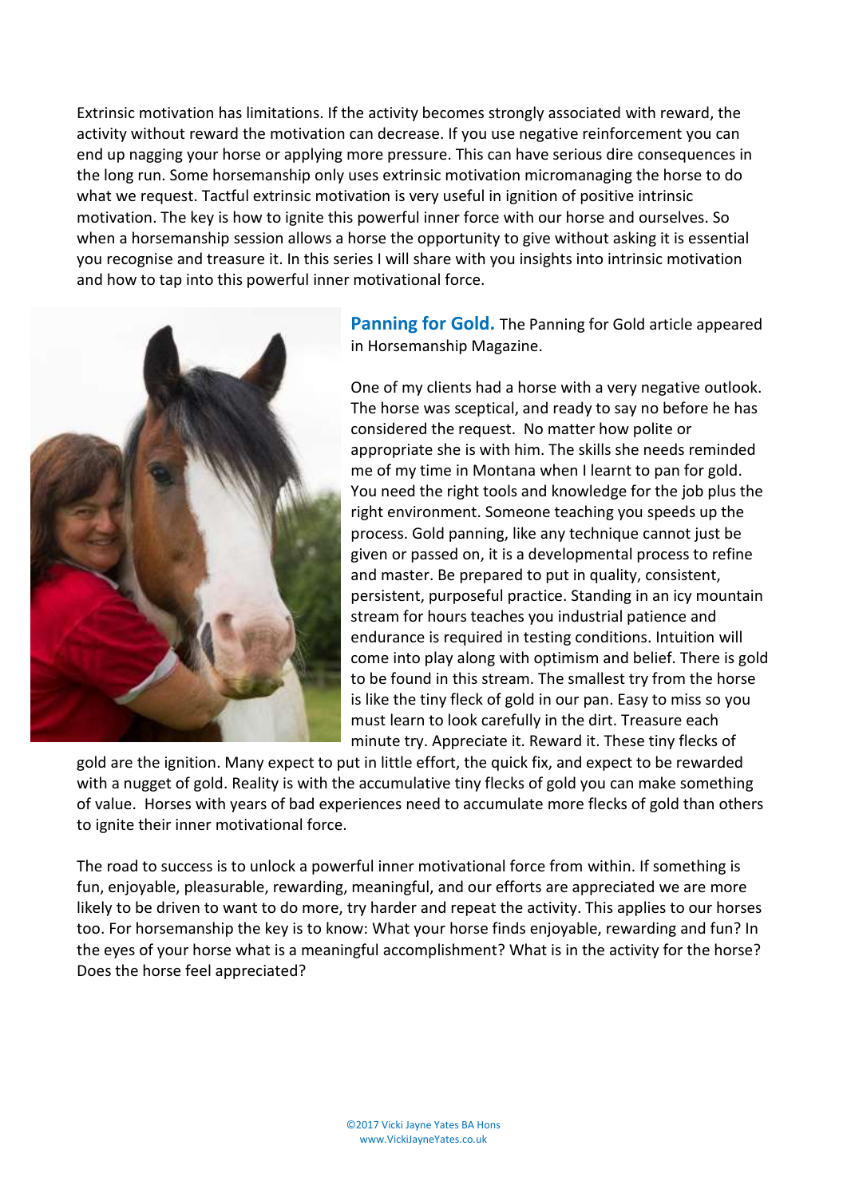Extrinsic motivation has limitations. If the activity becomes strongly associated with reward, the activity without reward the motivation can decrease. If you use negative reinforcement you can end up nagging your horse or applying more pressure. This can have serious dire consequences in the long run. Some horsemanship only uses extrinsic motivation micromanaging the horse to do what we request. Tactful extrinsic motivation is very useful in ignition of positive intrinsic motivation. The key is how to ignite this powerful inner force with our horse and ourselves. So when a horsemanship session allows a horse the opportunity to give without asking it is essential you recognise and treasure it. In this series I will share with you insights into intrinsic motivation and how to tap into this powerful inner motivational force.

**Panning for Gold.** The Panning for Gold article appeared in Horsemanship Magazine.

One of my clients had a horse with a very negative outlook. The horse was sceptical, and ready to say no before he has considered the request. No matter how polite or appropriate she is with him. The skills she needs reminded me of my time in Montana when I learnt to pan for gold. You need the right tools and knowledge for the job plus the right environment. Someone teaching you speeds up the process. Gold panning, like any technique cannot just be given or passed on, it is a developmental process to refine and master. Be prepared to put in quality, consistent, persistent, purposeful practice. Standing in an icy mountain stream for hours teaches you industrial patience and endurance is required in testing conditions. Intuition will come into play along with optimism and belief. There is gold to be found in this stream. The smallest try from the horse is like the tiny fleck of gold in our pan. Easy to miss so you must learn to look carefully in the dirt. Treasure each minute try. Appreciate it. Reward it. These tiny flecks of gold are the ignition. Many expect to put in little effort, the quick fix, and expect to be rewarded with a nugget of gold. Reality is with the accumulative tiny flecks of gold you can make something of value. Horses with years of bad experiences need to accumulate more flecks of gold than others to ignite their inner motivational force.

The road to success is to unlock a powerful inner motivational force from within. If something is fun, enjoyable, pleasurable, rewarding, meaningful, and our efforts are appreciated we are more likely to be driven to want to do more, try harder and repeat the activity. This applies to our horses too. For horsemanship the key is to know: What your horse finds enjoyable, rewarding and fun? In the eyes of your horse what is a meaningful accomplishment? What is in the activity for the horse? Does the horse feel appreciated?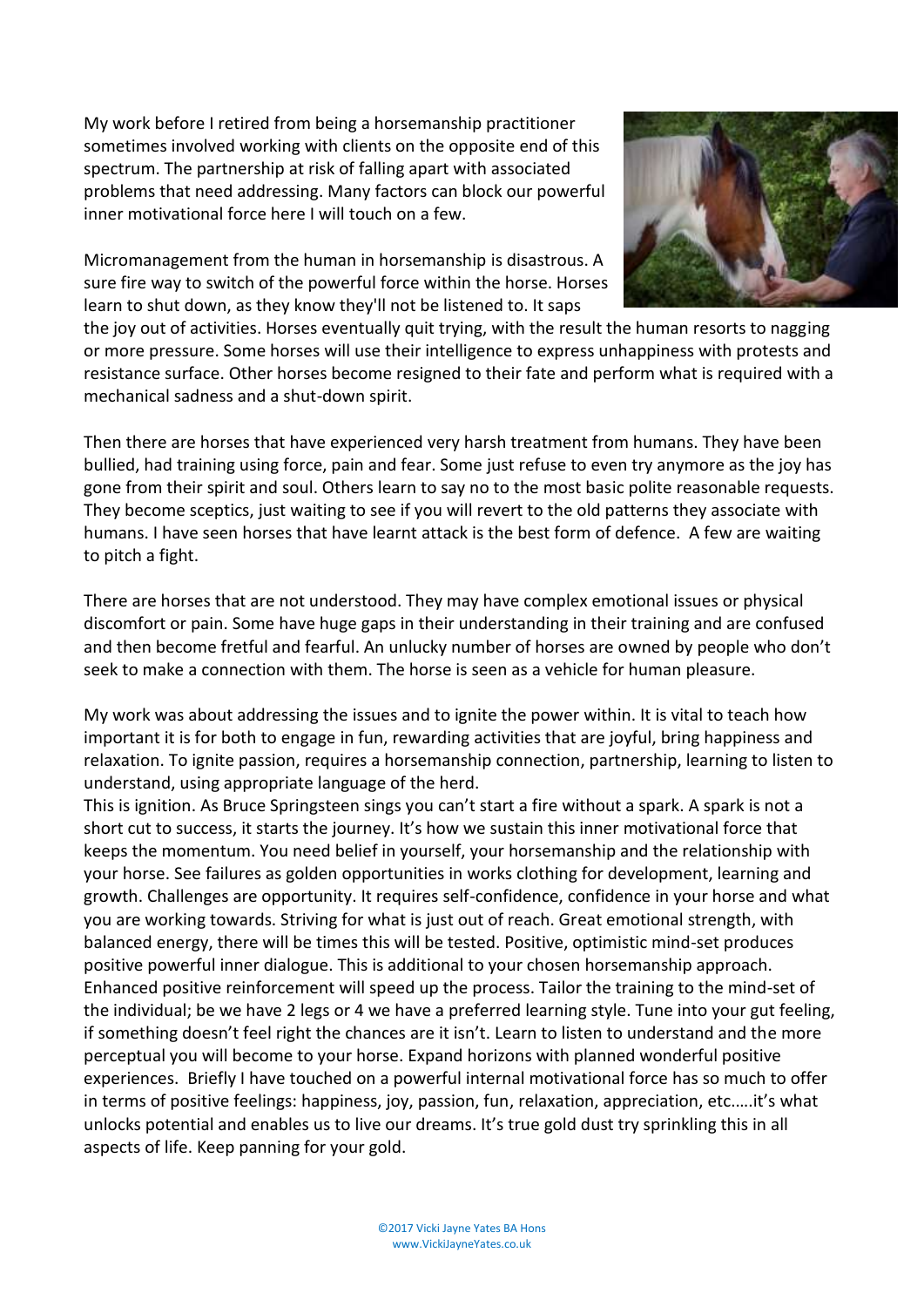My work before I retired from being a horsemanship practitioner sometimes involved working with clients on the opposite end of this spectrum. The partnership at risk of falling apart with associated problems that need addressing. Many factors can block our powerful inner motivational force here I will touch on a few.

Micromanagement from the human in horsemanship is disastrous. A sure fire way to switch of the powerful force within the horse. Horses learn to shut down, as they know they'll not be listened to. It saps the joy out of activities. Horses eventually quit trying, with the result the human resorts to nagging or more pressure. Some horses will use their intelligence to express unhappiness with protests and resistance surface. Other horses become resigned to their fate and perform what is required with a mechanical sadness and a shut-down spirit.

Then there are horses that have experienced very harsh treatment from humans. They have been bullied, had training using force, pain and fear. Some just refuse to even try anymore as the joy has gone from their spirit and soul. Others learn to say no to the most basic polite reasonable requests. They become sceptics, just waiting to see if you will revert to the old patterns they associate with humans. I have seen horses that have learnt attack is the best form of defence. A few are waiting to pitch a fight.

There are horses that are not understood. They may have complex emotional issues or physical discomfort or pain. Some have huge gaps in their understanding in their training and are confused and then become fretful and fearful. An unlucky number of horses are owned by people who don't seek to make a connection with them. The horse is seen as a vehicle for human pleasure.

My work was about addressing the issues and to ignite the power within. It is vital to teach how important it is for both to engage in fun, rewarding activities that are joyful, bring happiness and relaxation. To ignite passion, requires a horsemanship connection, partnership, learning to listen to understand, using appropriate language of the herd.
This is ignition. As Bruce Springsteen sings you can't start a fire without a spark. A spark is not a short cut to success, it starts the journey. It's how we sustain this inner motivational force that keeps the momentum. You need belief in yourself, your horsemanship and the relationship with your horse. See failures as golden opportunities in works clothing for development, learning and growth. Challenges are opportunity. It requires self-confidence, confidence in your horse and what you are working towards. Striving for what is just out of reach. Great emotional strength, with balanced energy, there will be times this will be tested. Positive, optimistic mind-set produces positive powerful inner dialogue. This is additional to your chosen horsemanship approach. Enhanced positive reinforcement will speed up the process. Tailor the training to the mind-set of the individual; be we have 2 legs or 4 we have a preferred learning style. Tune into your gut feeling, if something doesn't feel right the chances are it isn't. Learn to listen to understand and the more perceptual you will become to your horse. Expand horizons with planned wonderful positive experiences. Briefly I have touched on a powerful internal motivational force has so much to offer in terms of positive feelings: happiness, joy, passion, fun, relaxation, appreciation, etc.....it's what unlocks potential and enables us to live our dreams. It's true gold dust try sprinkling this in all aspects of life. Keep panning for your gold.

©2017 Vicki Jayne Yates BA Hons
www.VickiJayneYates.co.uk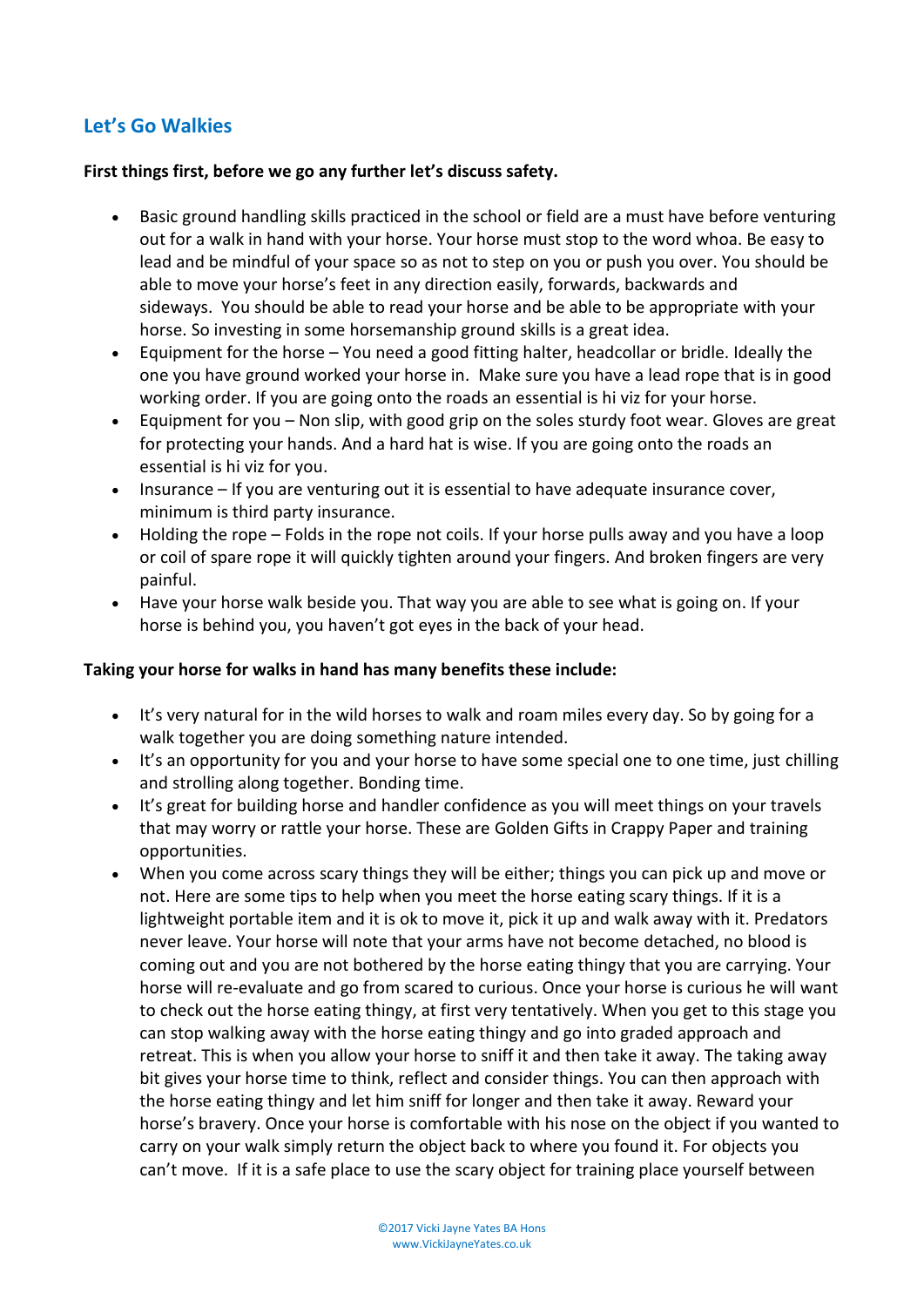## Let's Go Walkies

**First things first, before we go any further let's discuss safety.**

- Basic ground handling skills practiced in the school or field are a must have before venturing out for a walk in hand with your horse. Your horse must stop to the word whoa. Be easy to lead and be mindful of your space so as not to step on you or push you over. You should be able to move your horse's feet in any direction easily, forwards, backwards and sideways. You should be able to read your horse and be able to be appropriate with your horse. So investing in some horsemanship ground skills is a great idea.
- Equipment for the horse – You need a good fitting halter, headcollar or bridle. Ideally the one you have ground worked your horse in. Make sure you have a lead rope that is in good working order. If you are going onto the roads an essential is hi viz for your horse.
- Equipment for you – Non slip, with good grip on the soles sturdy foot wear. Gloves are great for protecting your hands. And a hard hat is wise. If you are going onto the roads an essential is hi viz for you.
- Insurance – If you are venturing out it is essential to have adequate insurance cover, minimum is third party insurance.
- Holding the rope – Folds in the rope not coils. If your horse pulls away and you have a loop or coil of spare rope it will quickly tighten around your fingers. And broken fingers are very painful.
- Have your horse walk beside you. That way you are able to see what is going on. If your horse is behind you, you haven't got eyes in the back of your head.

**Taking your horse for walks in hand has many benefits these include:**

- It's very natural for in the wild horses to walk and roam miles every day. So by going for a walk together you are doing something nature intended.
- It's an opportunity for you and your horse to have some special one to one time, just chilling and strolling along together. Bonding time.
- It's great for building horse and handler confidence as you will meet things on your travels that may worry or rattle your horse. These are Golden Gifts in Crappy Paper and training opportunities.
- When you come across scary things they will be either; things you can pick up and move or not. Here are some tips to help when you meet the horse eating scary things. If it is a lightweight portable item and it is ok to move it, pick it up and walk away with it. Predators never leave. Your horse will note that your arms have not become detached, no blood is coming out and you are not bothered by the horse eating thingy that you are carrying. Your horse will re-evaluate and go from scared to curious. Once your horse is curious he will want to check out the horse eating thingy, at first very tentatively. When you get to this stage you can stop walking away with the horse eating thingy and go into graded approach and retreat. This is when you allow your horse to sniff it and then take it away. The taking away bit gives your horse time to think, reflect and consider things. You can then approach with the horse eating thingy and let him sniff for longer and then take it away. Reward your horse's bravery. Once your horse is comfortable with his nose on the object if you wanted to carry on your walk simply return the object back to where you found it. For objects you can't move. If it is a safe place to use the scary object for training place yourself between

©2017 Vicki Jayne Yates BA Hons
www.VickiJayneYates.co.uk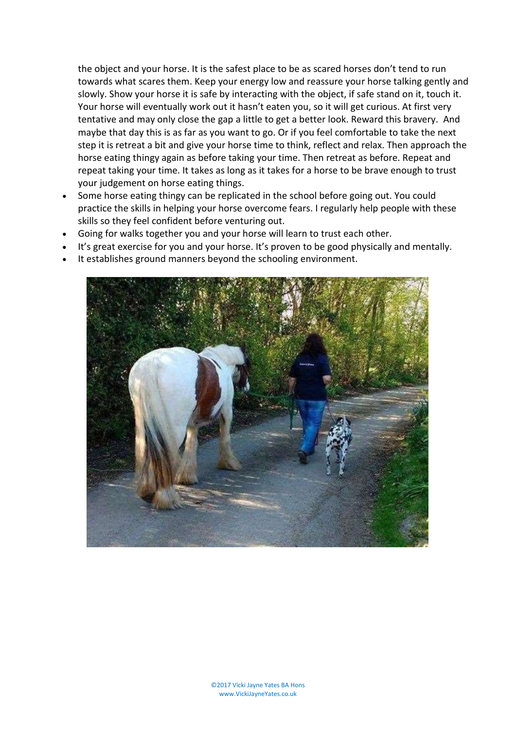the object and your horse. It is the safest place to be as scared horses don't tend to run towards what scares them. Keep your energy low and reassure your horse talking gently and slowly. Show your horse it is safe by interacting with the object, if safe stand on it, touch it. Your horse will eventually work out it hasn't eaten you, so it will get curious. At first very tentative and may only close the gap a little to get a better look. Reward this bravery. And maybe that day this is as far as you want to go. Or if you feel comfortable to take the next step it is retreat a bit and give your horse time to think, reflect and relax. Then approach the horse eating thingy again as before taking your time. Then retreat as before. Repeat and repeat taking your time. It takes as long as it takes for a horse to be brave enough to trust your judgement on horse eating things.

- Some horse eating thingy can be replicated in the school before going out. You could practice the skills in helping your horse overcome fears. I regularly help people with these skills so they feel confident before venturing out.
- Going for walks together you and your horse will learn to trust each other.
- It's great exercise for you and your horse. It's proven to be good physically and mentally.
- It establishes ground manners beyond the schooling environment.